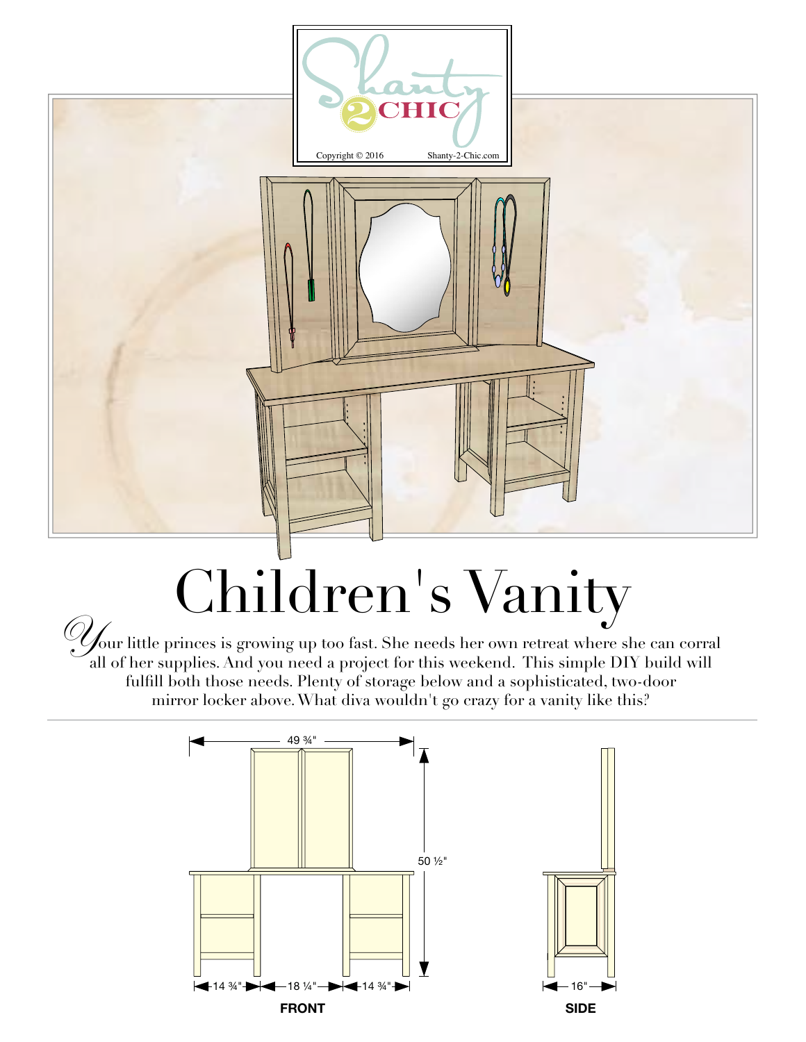Shanty 2 CHIC

Copyright © 2016 Shanty-2-Chic.com

# Children's Vanity

*Y*our little princes is growing up too fast. She needs her own retreat where she can corral all of her supplies. And you need a project for this weekend. This simple DIY build will fulfill both those needs. Plenty of storage below and a sophisticated, two-door mirror locker above. What diva wouldn't go crazy for a vanity like this?

---

49 ¾"

50 ½"

14 ¾" 18 ¼" 14 ¾"

**FRONT**

16"

**SIDE**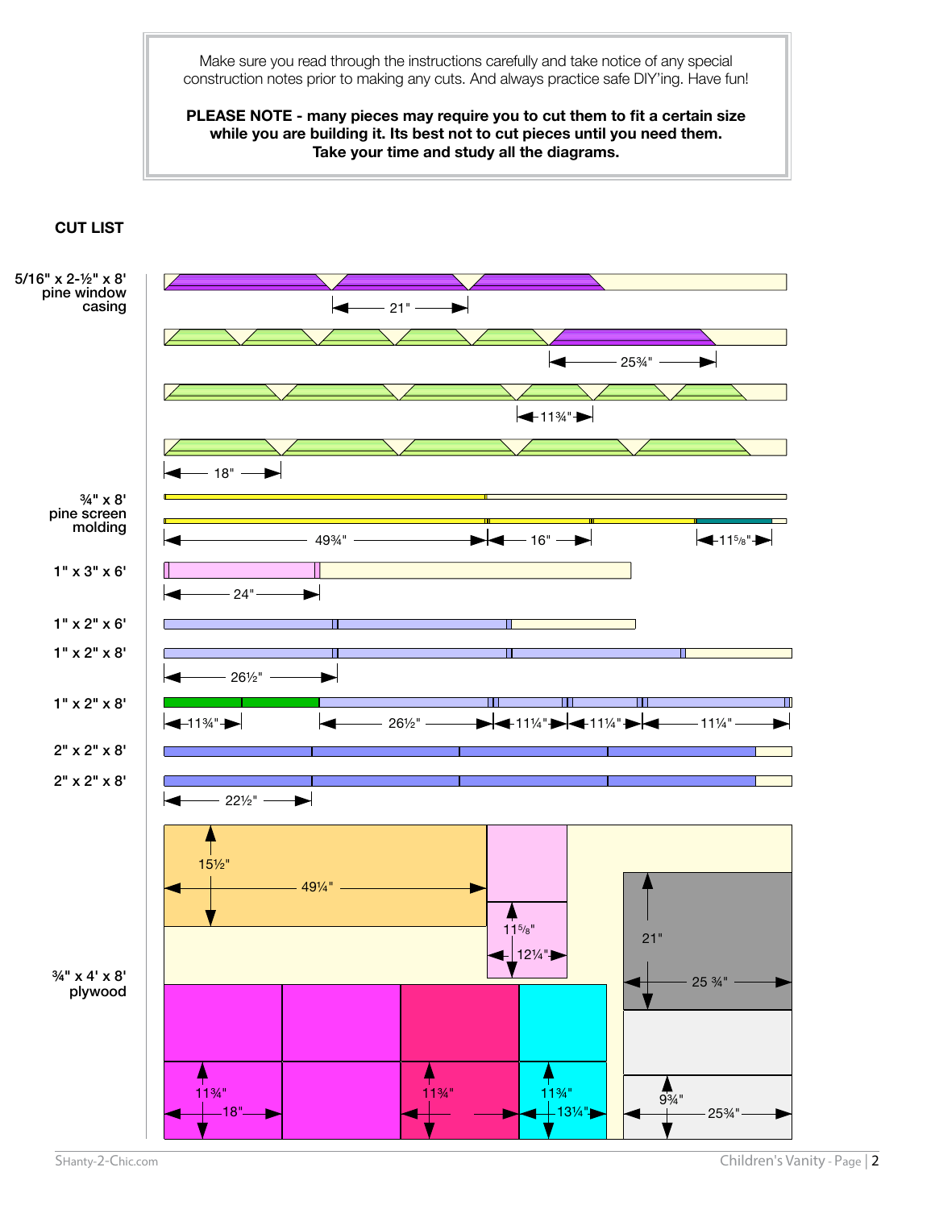Make sure you read through the instructions carefully and take notice of any special construction notes prior to making any cuts. And always practice safe DIY'ing. Have fun!

**PLEASE NOTE - many pieces may require you to cut them to fit a certain size while you are building it. Its best not to cut pieces until you need them. Take your time and study all the diagrams.**

**CUT LIST**

5/16" x 2-½" x 8' pine window casing

21"

25¾"

11¾"

18"

¾" x 8' pine screen molding

49¾"

16"

11⅝"

1" x 3" x 6'

24"

1" x 2" x 6'

1" x 2" x 8'

26½"

1" x 2" x 8'

11¾"

26½"

11¼"

11¼"

11¼"

2" x 2" x 8'

2" x 2" x 8'

22½"

¾" x 4' x 8' plywood

15½"

49¼"

11⅝"

12¼"

21"

25 ¾"

11¾"

18"

11¾"

11¾"

13¼"

9¾"

25¾"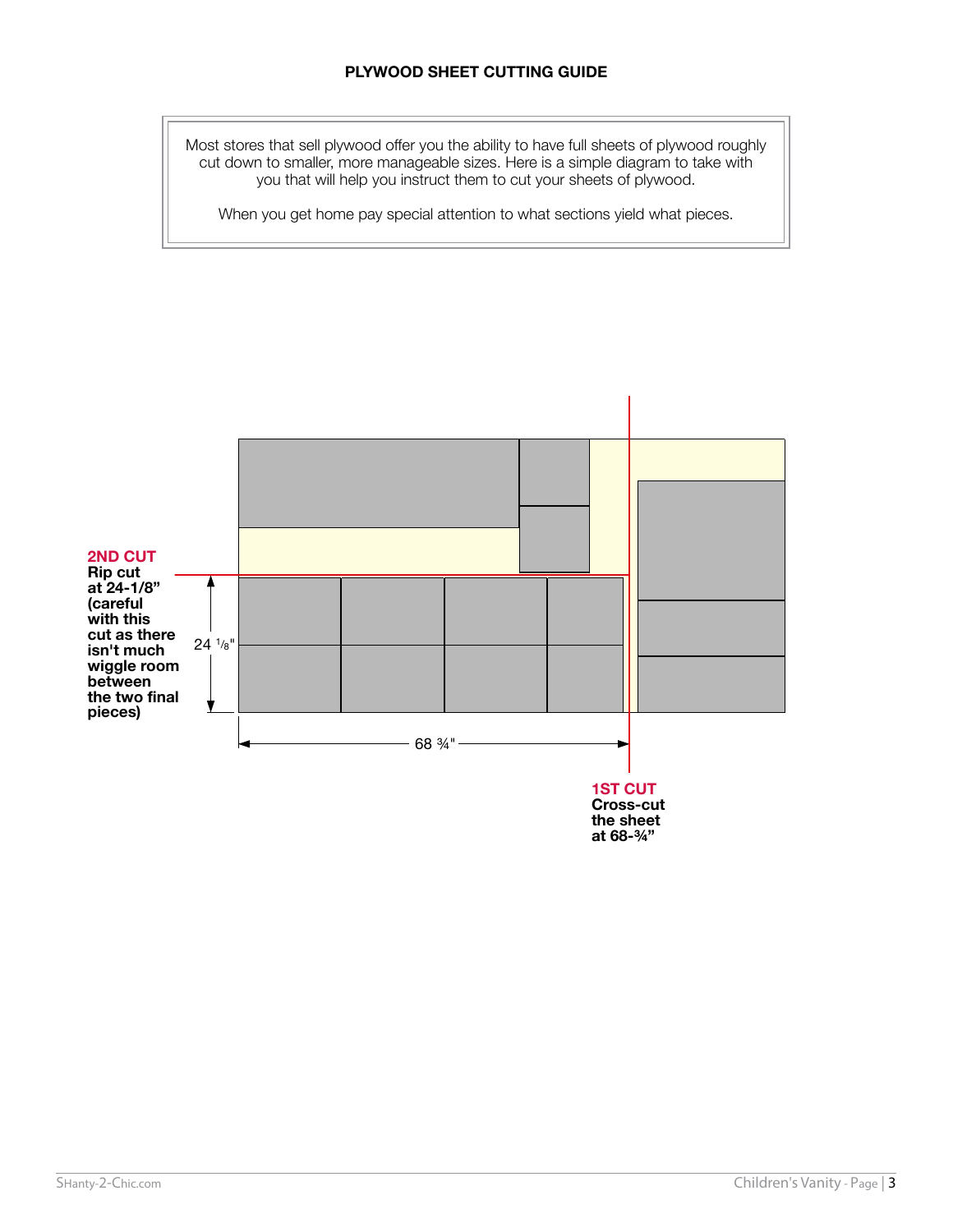## PLYWOOD SHEET CUTTING GUIDE

Most stores that sell plywood offer you the ability to have full sheets of plywood roughly cut down to smaller, more manageable sizes. Here is a simple diagram to take with you that will help you instruct them to cut your sheets of plywood.

When you get home pay special attention to what sections yield what pieces.

**2ND CUT**
**Rip cut at 24-1/8" (careful with this cut as there isn't much wiggle room between the two final pieces)**

24 1/8"

68 ¾"

**1ST CUT**
**Cross-cut the sheet at 68-¾"**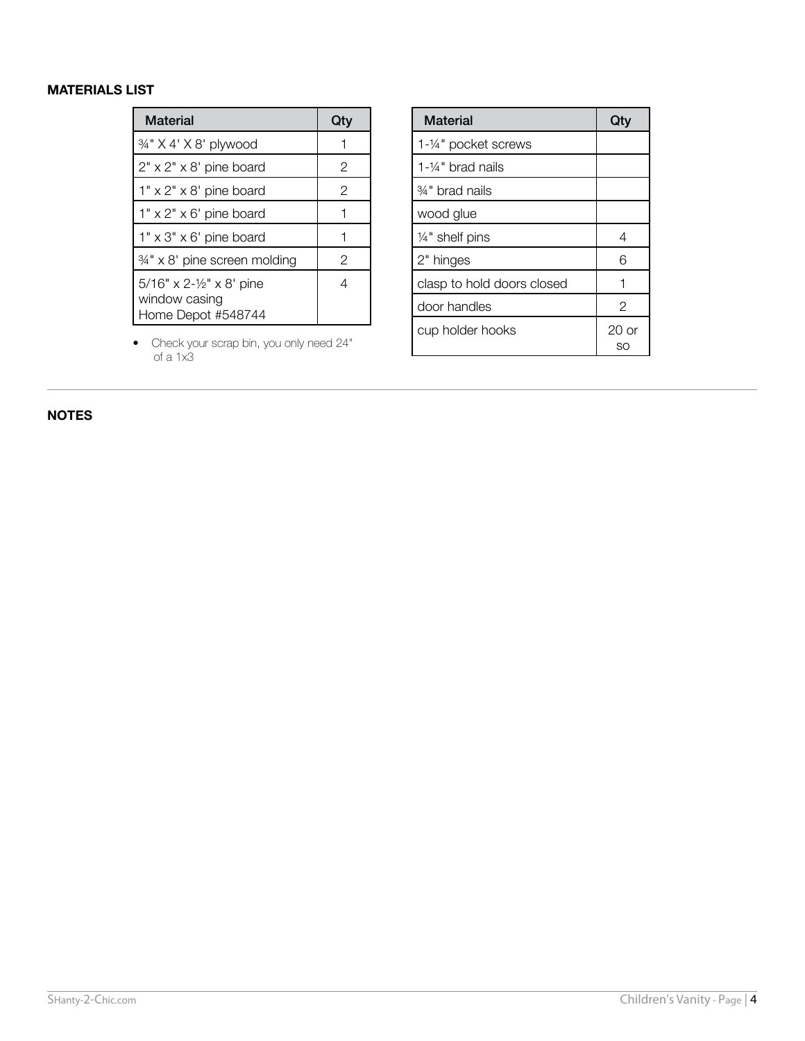**MATERIALS LIST**

| Material | Qty |
|---|---|
| ¾" X 4' X 8' plywood | 1 |
| 2" x 2" x 8' pine board | 2 |
| 1" x 2" x 8' pine board | 2 |
| 1" x 2" x 6' pine board | 1 |
| 1" x 3" x 6' pine board | 1 |
| ¾" x 8' pine screen molding | 2 |
| 5/16" x 2-½" x 8' pine window casing Home Depot #548744 | 4 |

- Check your scrap bin, you only need 24" of a 1x3

| Material | Qty |
|---|---|
| 1-¼" pocket screws | |
| 1-¼" brad nails | |
| ¾" brad nails | |
| wood glue | |
| ¼" shelf pins | 4 |
| 2" hinges | 6 |
| clasp to hold doors closed | 1 |
| door handles | 2 |
| cup holder hooks | 20 or so |

**NOTES**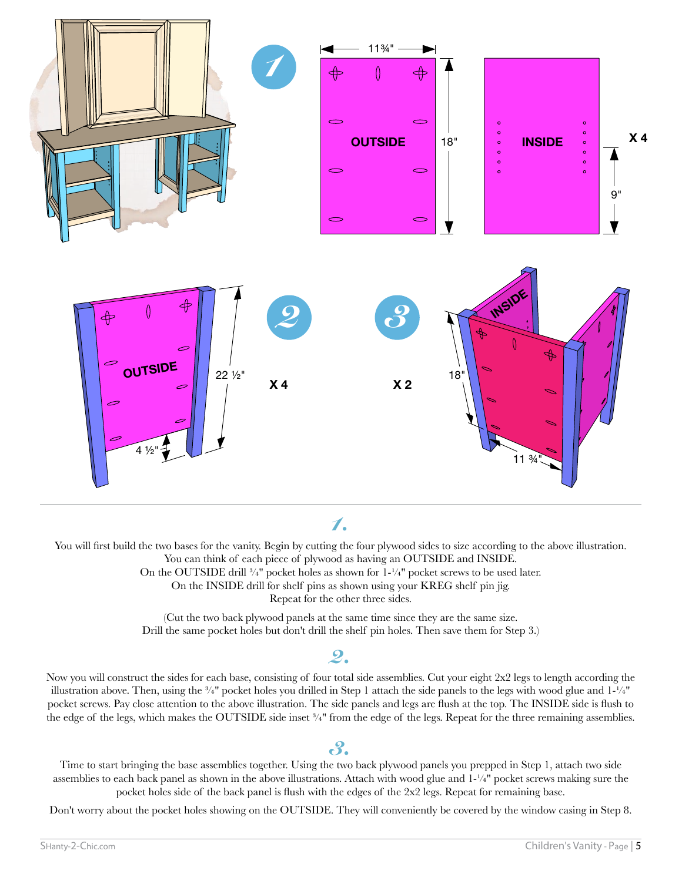## 1.

You will first build the two bases for the vanity. Begin by cutting the four plywood sides to size according to the above illustration. You can think of each piece of plywood as having an OUTSIDE and INSIDE.
On the OUTSIDE drill ¾" pocket holes as shown for 1-¼" pocket screws to be used later.
On the INSIDE drill for shelf pins as shown using your KREG shelf pin jig.
Repeat for the other three sides.

(Cut the two back plywood panels at the same time since they are the same size.
Drill the same pocket holes but don't drill the shelf pin holes. Then save them for Step 3.)

## 2.

Now you will construct the sides for each base, consisting of four total side assemblies. Cut your eight 2x2 legs to length according the illustration above. Then, using the ¾" pocket holes you drilled in Step 1 attach the side panels to the legs with wood glue and 1-¼" pocket screws. Pay close attention to the above illustration. The side panels and legs are flush at the top. The INSIDE side is flush to the edge of the legs, which makes the OUTSIDE side inset ¾" from the edge of the legs. Repeat for the three remaining assemblies.

## 3.

Time to start bringing the base assemblies together. Using the two back plywood panels you prepped in Step 1, attach two side assemblies to each back panel as shown in the above illustrations. Attach with wood glue and 1-¼" pocket screws making sure the pocket holes side of the back panel is flush with the edges of the 2x2 legs. Repeat for remaining base.

Don't worry about the pocket holes showing on the OUTSIDE. They will conveniently be covered by the window casing in Step 8.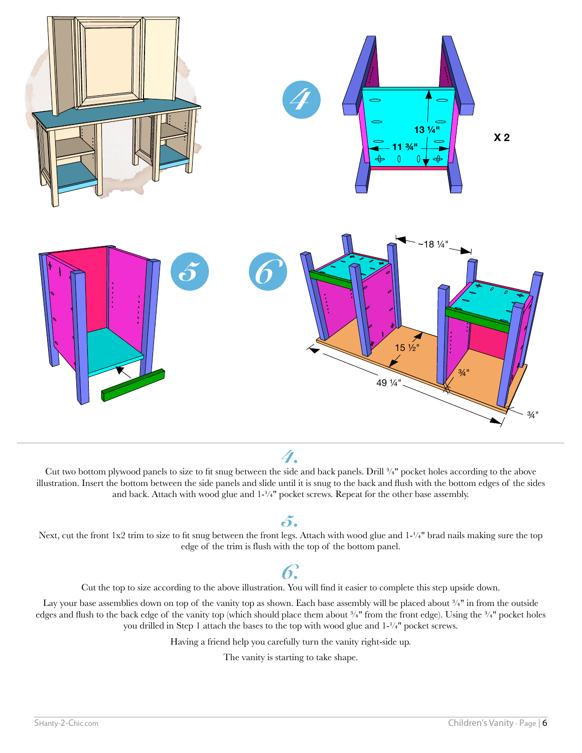4

13 ¼"

11 ¾"

X 2

5

6

~18 ¼"

15 ½"

49 ¼"

¾"

¾"

## 4.

Cut two bottom plywood panels to size to fit snug between the side and back panels. Drill ¾" pocket holes according to the above illustration. Insert the bottom between the side panels and slide until it is snug to the back and flush with the bottom edges of the sides and back. Attach with wood glue and 1-¼" pocket screws. Repeat for the other base assembly.

## 5.

Next, cut the front 1x2 trim to size to fit snug between the front legs. Attach with wood glue and 1-¼" brad nails making sure the top edge of the trim is flush with the top of the bottom panel.

## 6.

Cut the top to size according to the above illustration. You will find it easier to complete this step upside down.

Lay your base assemblies down on top of the vanity top as shown. Each base assembly will be placed about ¾" in from the outside edges and flush to the back edge of the vanity top (which should place them about ¾" from the front edge). Using the ¾" pocket holes you drilled in Step 1 attach the bases to the top with wood glue and 1-¼" pocket screws.

Having a friend help you carefully turn the vanity right-side up.

The vanity is starting to take shape.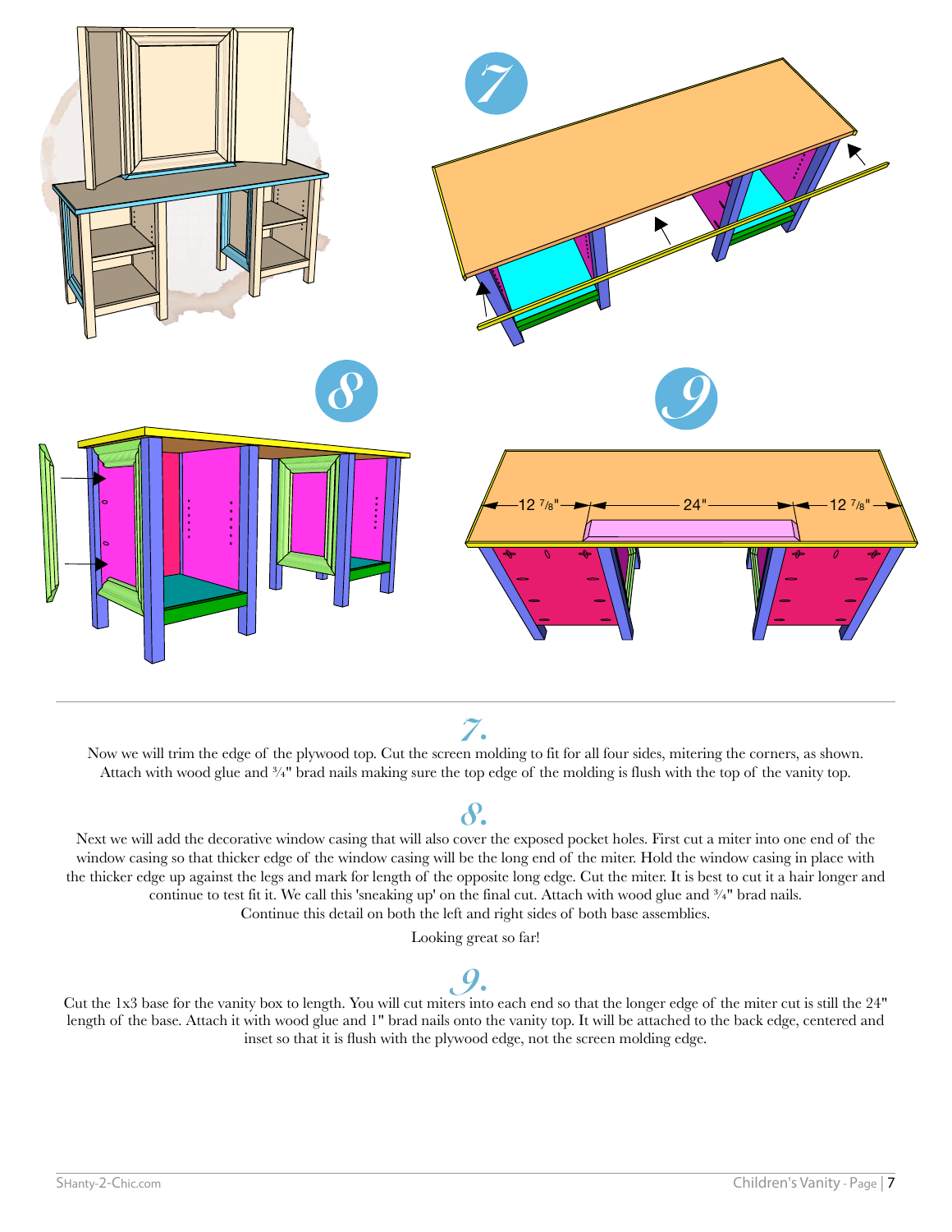12 ⁷/₈"

24"

12 ⁷/₈"

## 7.

Now we will trim the edge of the plywood top. Cut the screen molding to fit for all four sides, mitering the corners, as shown. Attach with wood glue and ³/₄" brad nails making sure the top edge of the molding is flush with the top of the vanity top.

## 8.

Next we will add the decorative window casing that will also cover the exposed pocket holes. First cut a miter into one end of the window casing so that thicker edge of the window casing will be the long end of the miter. Hold the window casing in place with the thicker edge up against the legs and mark for length of the opposite long edge. Cut the miter. It is best to cut it a hair longer and continue to test fit it. We call this 'sneaking up' on the final cut. Attach with wood glue and ³/₄" brad nails.
Continue this detail on both the left and right sides of both base assemblies.

Looking great so far!

## 9.

Cut the 1x3 base for the vanity box to length. You will cut miters into each end so that the longer edge of the miter cut is still the 24" length of the base. Attach it with wood glue and 1" brad nails onto the vanity top. It will be attached to the back edge, centered and inset so that it is flush with the plywood edge, not the screen molding edge.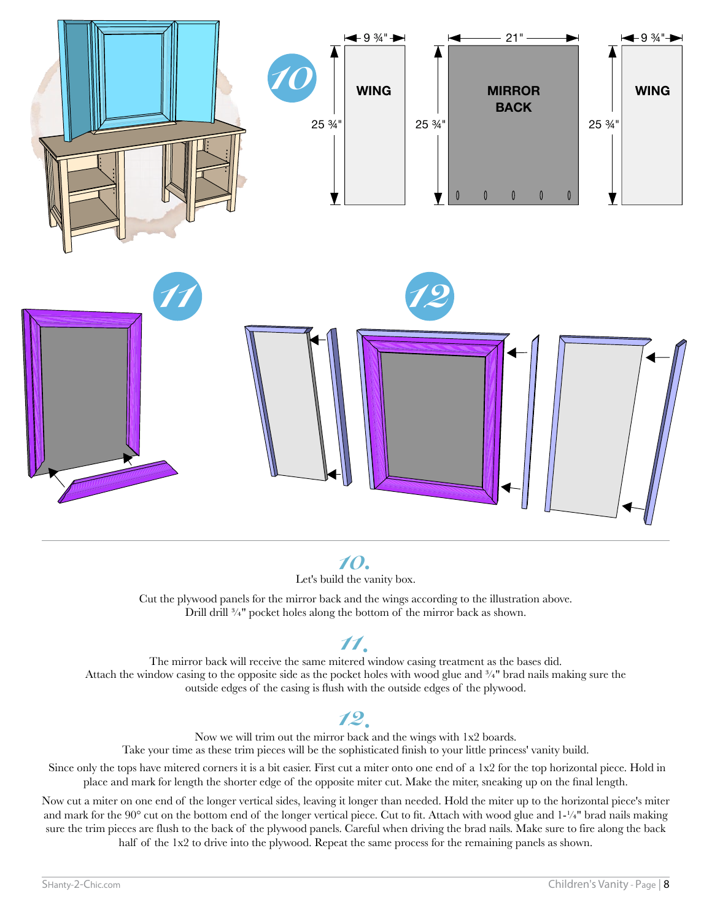WING — 9 ¾" × 25 ¾"

MIRROR BACK — 21" × 25 ¾"

WING — 9 ¾" × 25 ¾"

## 10.

Let's build the vanity box.

Cut the plywood panels for the mirror back and the wings according to the illustration above. Drill drill ¾" pocket holes along the bottom of the mirror back as shown.

## 11.

The mirror back will receive the same mitered window casing treatment as the bases did. Attach the window casing to the opposite side as the pocket holes with wood glue and ¾" brad nails making sure the outside edges of the casing is flush with the outside edges of the plywood.

## 12.

Now we will trim out the mirror back and the wings with 1x2 boards. Take your time as these trim pieces will be the sophisticated finish to your little princess' vanity build.

Since only the tops have mitered corners it is a bit easier. First cut a miter onto one end of a 1x2 for the top horizontal piece. Hold in place and mark for length the shorter edge of the opposite miter cut. Make the miter, sneaking up on the final length.

Now cut a miter on one end of the longer vertical sides, leaving it longer than needed. Hold the miter up to the horizontal piece's miter and mark for the 90° cut on the bottom end of the longer vertical piece. Cut to fit. Attach with wood glue and 1-¼" brad nails making sure the trim pieces are flush to the back of the plywood panels. Careful when driving the brad nails. Make sure to fire along the back half of the 1x2 to drive into the plywood. Repeat the same process for the remaining panels as shown.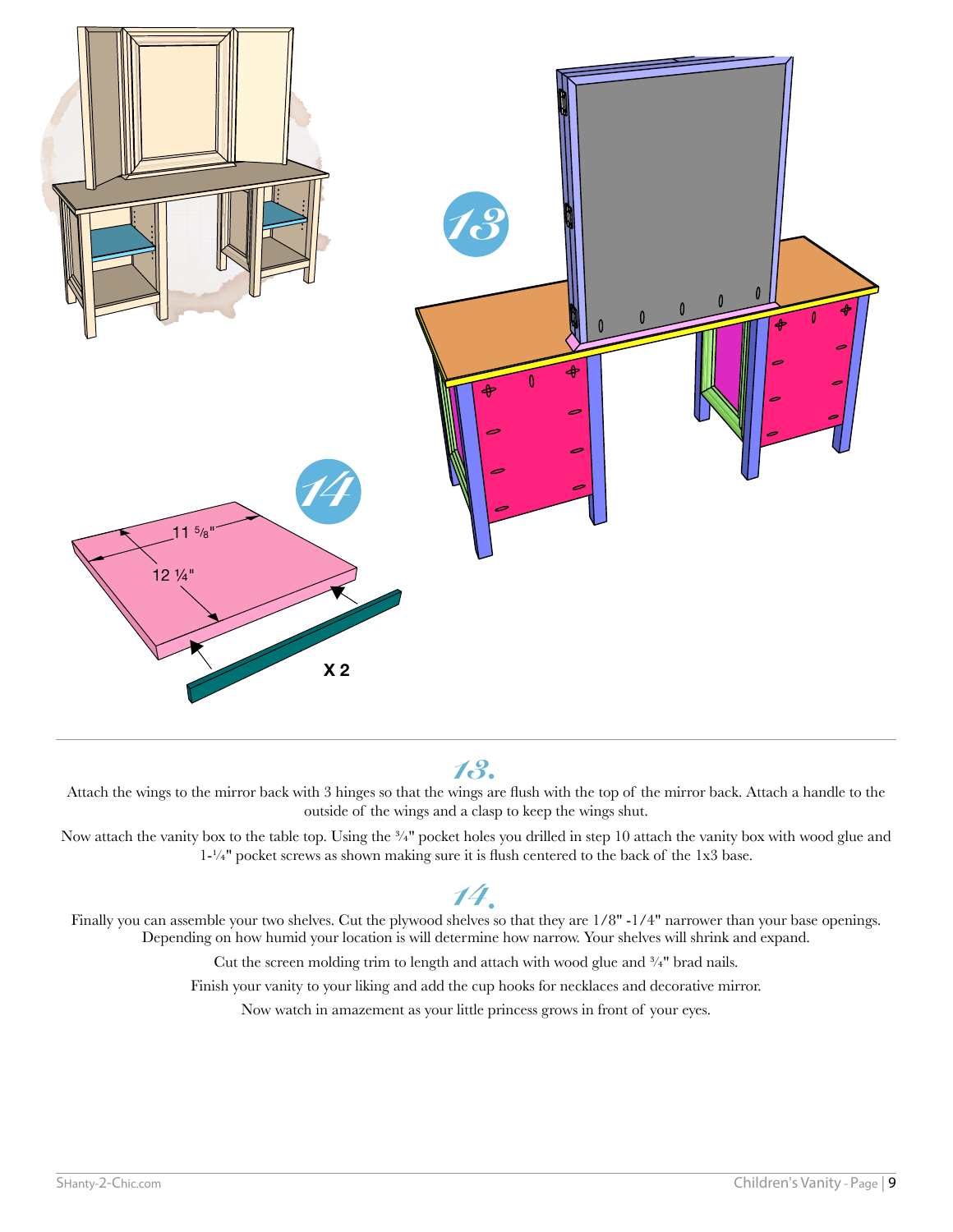11 5/8"

12 ¼"

X 2

## 13.

Attach the wings to the mirror back with 3 hinges so that the wings are flush with the top of the mirror back. Attach a handle to the outside of the wings and a clasp to keep the wings shut.

Now attach the vanity box to the table top. Using the ¾" pocket holes you drilled in step 10 attach the vanity box with wood glue and 1-¼" pocket screws as shown making sure it is flush centered to the back of the 1x3 base.

## 14.

Finally you can assemble your two shelves. Cut the plywood shelves so that they are 1/8" -1/4" narrower than your base openings. Depending on how humid your location is will determine how narrow. Your shelves will shrink and expand.

Cut the screen molding trim to length and attach with wood glue and ¾" brad nails.

Finish your vanity to your liking and add the cup hooks for necklaces and decorative mirror.

Now watch in amazement as your little princess grows in front of your eyes.